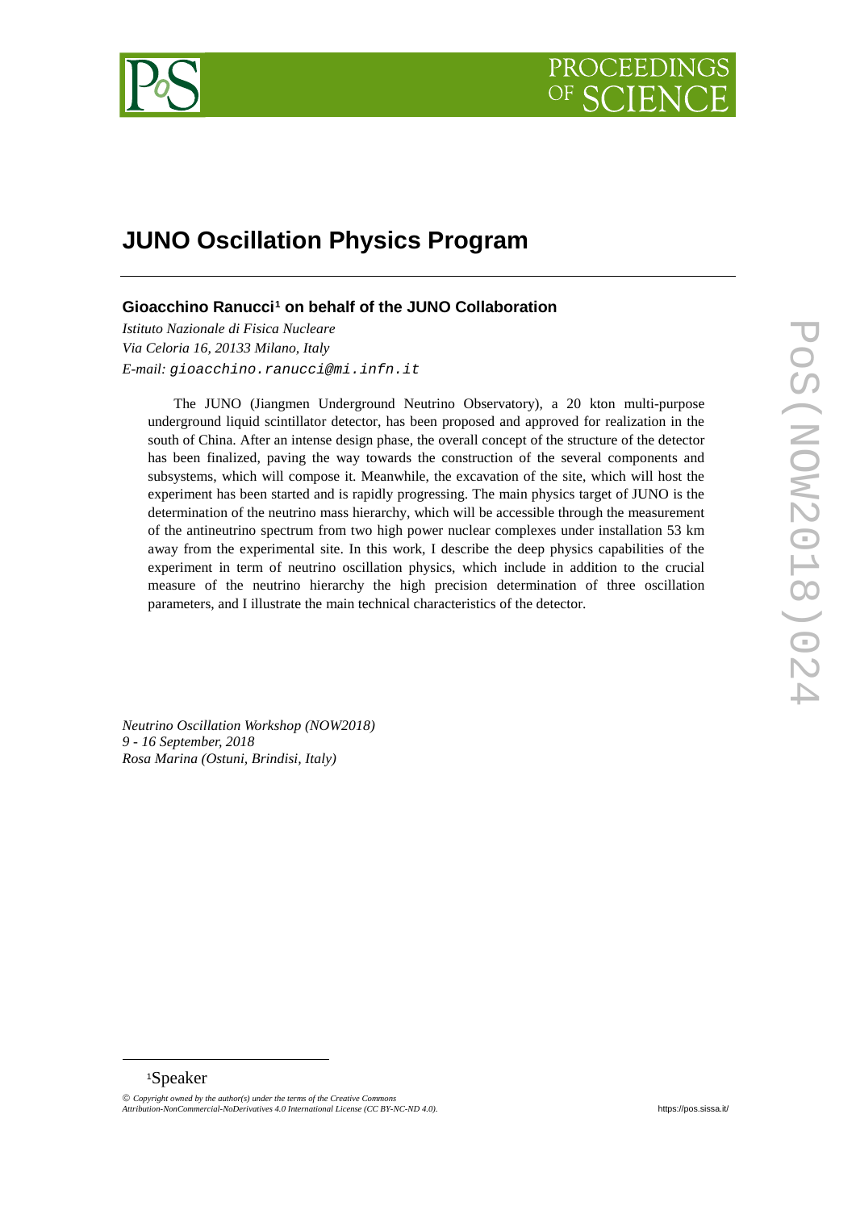# JUNO Oscillation Physics Program

**Gioacchino Ranucci[1] on behalf of the JUNO Collaboration**

*Istituto Nazionale di Fisica Nucleare*
*Via Celoria 16, 20133 Milano, Italy*
*E-mail:* gioacchino.ranucci@mi.infn.it

The JUNO (Jiangmen Underground Neutrino Observatory), a 20 kton multi-purpose underground liquid scintillator detector, has been proposed and approved for realization in the south of China. After an intense design phase, the overall concept of the structure of the detector has been finalized, paving the way towards the construction of the several components and subsystems, which will compose it. Meanwhile, the excavation of the site, which will host the experiment has been started and is rapidly progressing. The main physics target of JUNO is the determination of the neutrino mass hierarchy, which will be accessible through the measurement of the antineutrino spectrum from two high power nuclear complexes under installation 53 km away from the experimental site. In this work, I describe the deep physics capabilities of the experiment in term of neutrino oscillation physics, which include in addition to the crucial measure of the neutrino hierarchy the high precision determination of three oscillation parameters, and I illustrate the main technical characteristics of the detector.

*Neutrino Oscillation Workshop (NOW2018)*
*9 - 16 September, 2018*
*Rosa Marina (Ostuni, Brindisi, Italy)*

[1]Speaker

© *Copyright owned by the author(s) under the terms of the Creative Commons Attribution-NonCommercial-NoDerivatives 4.0 International License (CC BY-NC-ND 4.0).*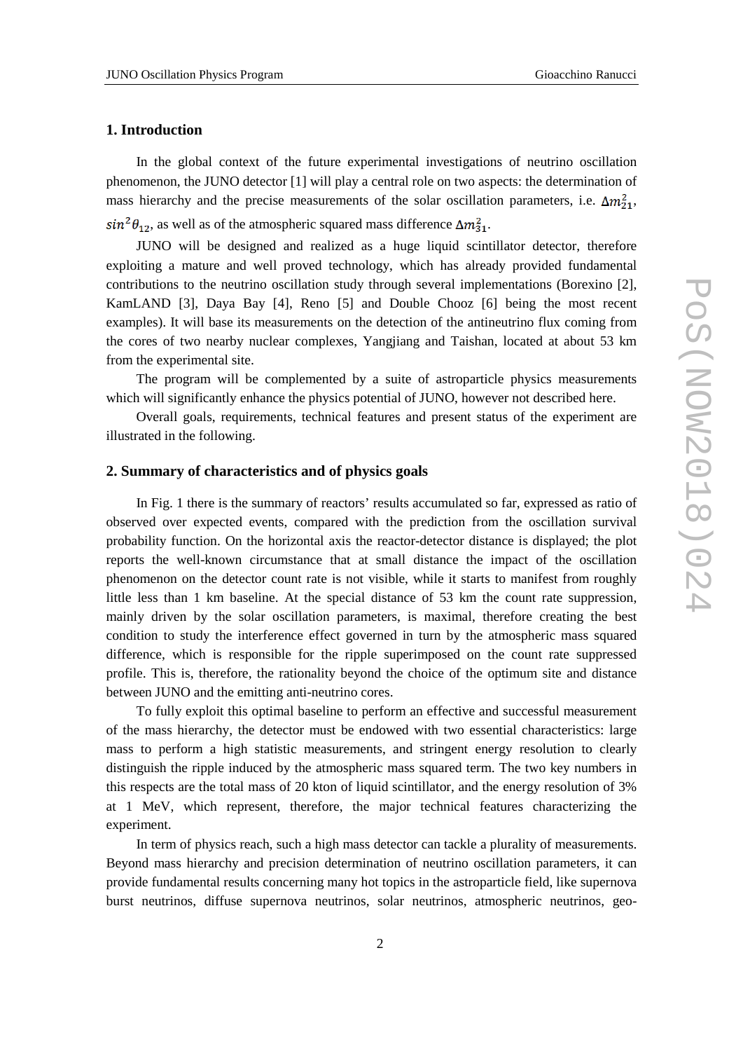## 1. Introduction

In the global context of the future experimental investigations of neutrino oscillation phenomenon, the JUNO detector [1] will play a central role on two aspects: the determination of mass hierarchy and the precise measurements of the solar oscillation parameters, i.e. $\Delta m^2_{21}$, $sin^2\theta_{12}$, as well as of the atmospheric squared mass difference $\Delta m^2_{31}$.

JUNO will be designed and realized as a huge liquid scintillator detector, therefore exploiting a mature and well proved technology, which has already provided fundamental contributions to the neutrino oscillation study through several implementations (Borexino [2], KamLAND [3], Daya Bay [4], Reno [5] and Double Chooz [6] being the most recent examples). It will base its measurements on the detection of the antineutrino flux coming from the cores of two nearby nuclear complexes, Yangjiang and Taishan, located at about 53 km from the experimental site.

The program will be complemented by a suite of astroparticle physics measurements which will significantly enhance the physics potential of JUNO, however not described here.

Overall goals, requirements, technical features and present status of the experiment are illustrated in the following.

## 2. Summary of characteristics and of physics goals

In Fig. 1 there is the summary of reactors' results accumulated so far, expressed as ratio of observed over expected events, compared with the prediction from the oscillation survival probability function. On the horizontal axis the reactor-detector distance is displayed; the plot reports the well-known circumstance that at small distance the impact of the oscillation phenomenon on the detector count rate is not visible, while it starts to manifest from roughly little less than 1 km baseline. At the special distance of 53 km the count rate suppression, mainly driven by the solar oscillation parameters, is maximal, therefore creating the best condition to study the interference effect governed in turn by the atmospheric mass squared difference, which is responsible for the ripple superimposed on the count rate suppressed profile. This is, therefore, the rationality beyond the choice of the optimum site and distance between JUNO and the emitting anti-neutrino cores.

To fully exploit this optimal baseline to perform an effective and successful measurement of the mass hierarchy, the detector must be endowed with two essential characteristics: large mass to perform a high statistic measurements, and stringent energy resolution to clearly distinguish the ripple induced by the atmospheric mass squared term. The two key numbers in this respects are the total mass of 20 kton of liquid scintillator, and the energy resolution of 3% at 1 MeV, which represent, therefore, the major technical features characterizing the experiment.

In term of physics reach, such a high mass detector can tackle a plurality of measurements. Beyond mass hierarchy and precision determination of neutrino oscillation parameters, it can provide fundamental results concerning many hot topics in the astroparticle field, like supernova burst neutrinos, diffuse supernova neutrinos, solar neutrinos, atmospheric neutrinos, geo-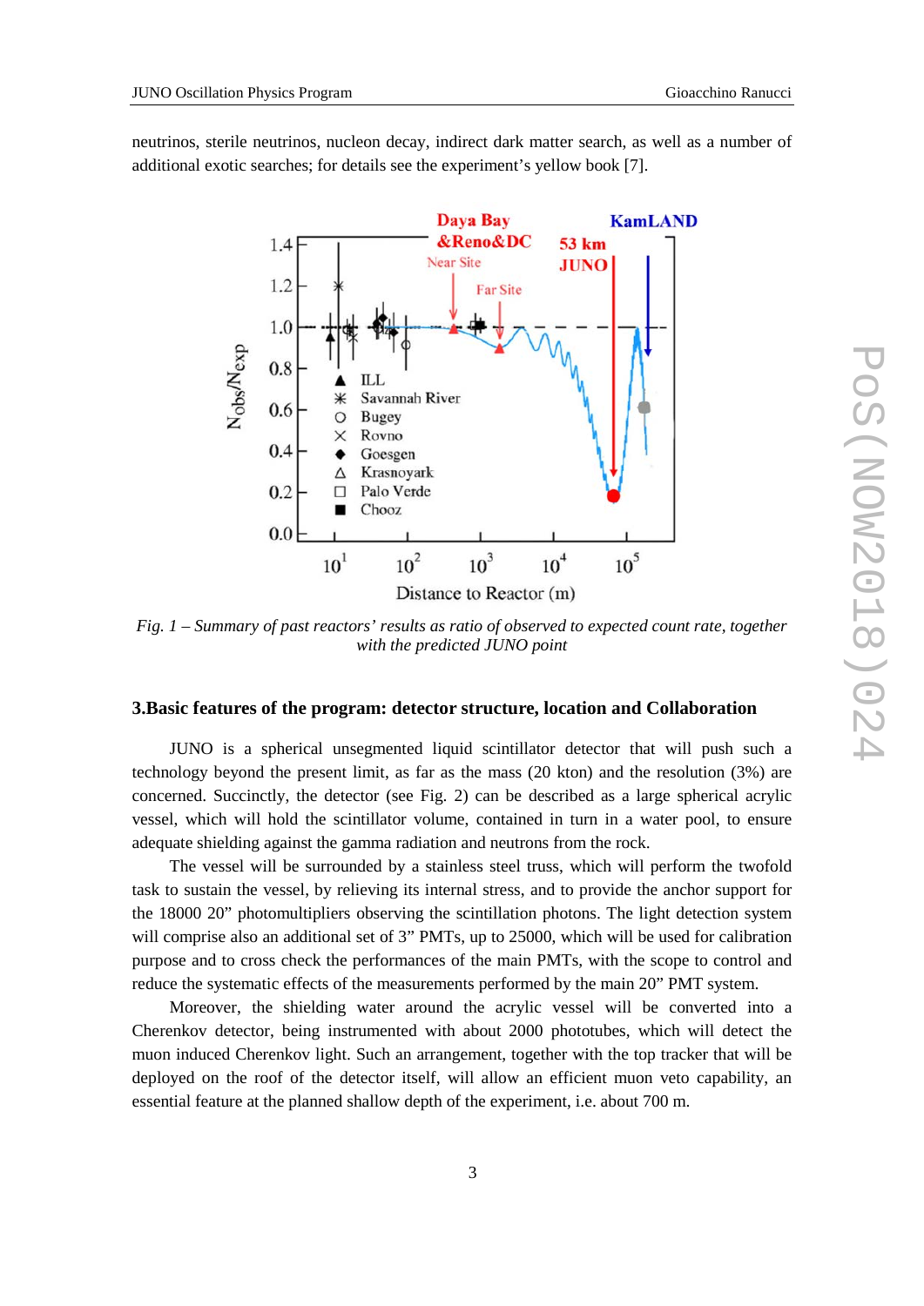neutrinos, sterile neutrinos, nucleon decay, indirect dark matter search, as well as a number of additional exotic searches; for details see the experiment's yellow book [7].

*Fig. 1 – Summary of past reactors' results as ratio of observed to expected count rate, together with the predicted JUNO point*

## 3.Basic features of the program: detector structure, location and Collaboration

JUNO is a spherical unsegmented liquid scintillator detector that will push such a technology beyond the present limit, as far as the mass (20 kton) and the resolution (3%) are concerned. Succinctly, the detector (see Fig. 2) can be described as a large spherical acrylic vessel, which will hold the scintillator volume, contained in turn in a water pool, to ensure adequate shielding against the gamma radiation and neutrons from the rock.

The vessel will be surrounded by a stainless steel truss, which will perform the twofold task to sustain the vessel, by relieving its internal stress, and to provide the anchor support for the 18000 20" photomultipliers observing the scintillation photons. The light detection system will comprise also an additional set of 3" PMTs, up to 25000, which will be used for calibration purpose and to cross check the performances of the main PMTs, with the scope to control and reduce the systematic effects of the measurements performed by the main 20" PMT system.

Moreover, the shielding water around the acrylic vessel will be converted into a Cherenkov detector, being instrumented with about 2000 phototubes, which will detect the muon induced Cherenkov light. Such an arrangement, together with the top tracker that will be deployed on the roof of the detector itself, will allow an efficient muon veto capability, an essential feature at the planned shallow depth of the experiment, i.e. about 700 m.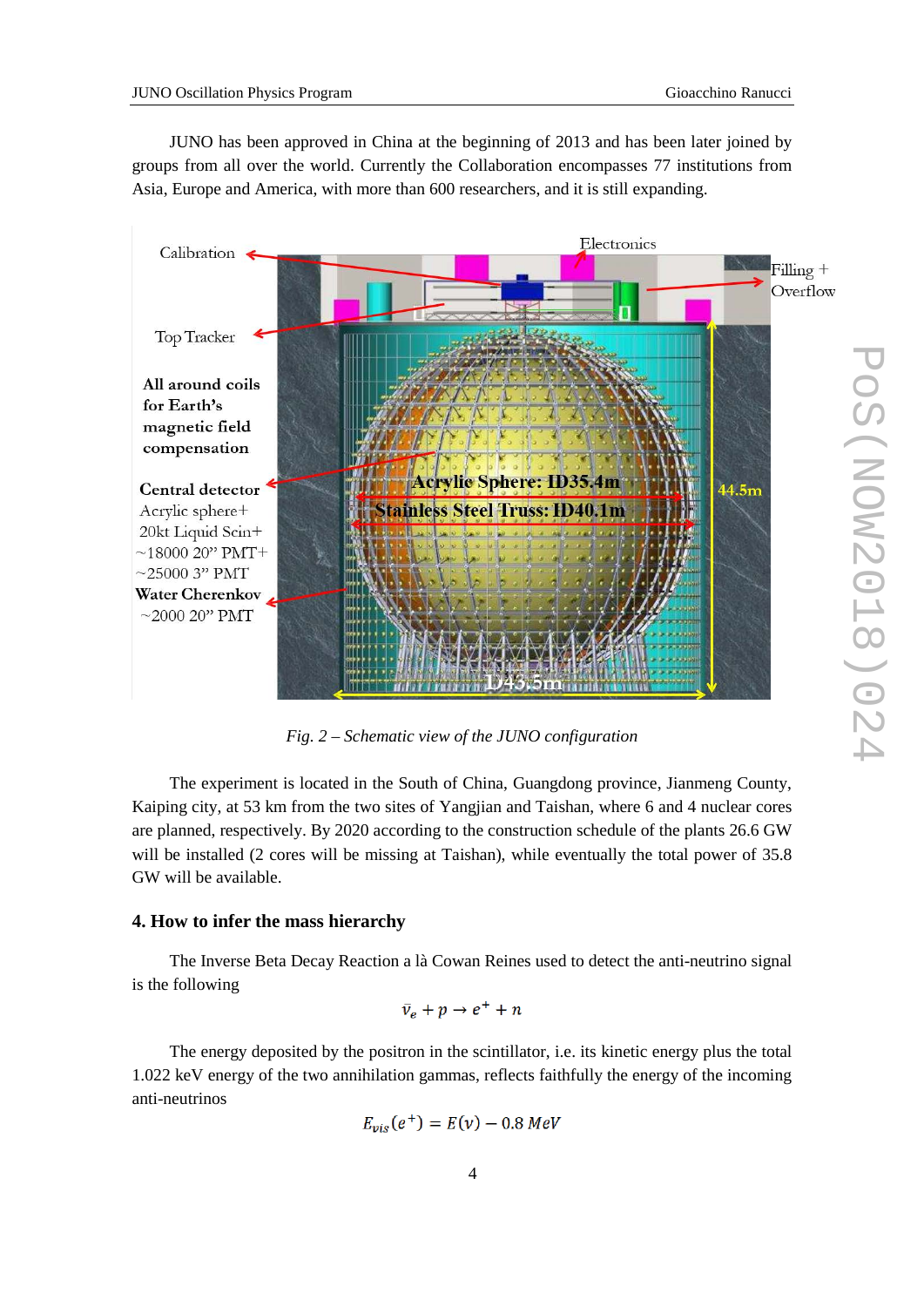JUNO has been approved in China at the beginning of 2013 and has been later joined by groups from all over the world. Currently the Collaboration encompasses 77 institutions from Asia, Europe and America, with more than 600 researchers, and it is still expanding.

*Fig. 2 – Schematic view of the JUNO configuration*

The experiment is located in the South of China, Guangdong province, Jianmeng County, Kaiping city, at 53 km from the two sites of Yangjian and Taishan, where 6 and 4 nuclear cores are planned, respectively. By 2020 according to the construction schedule of the plants 26.6 GW will be installed (2 cores will be missing at Taishan), while eventually the total power of 35.8 GW will be available.

## 4. How to infer the mass hierarchy

The Inverse Beta Decay Reaction a là Cowan Reines used to detect the anti-neutrino signal is the following

$$\bar{\nu}_e + p \rightarrow e^+ + n$$

The energy deposited by the positron in the scintillator, i.e. its kinetic energy plus the total 1.022 keV energy of the two annihilation gammas, reflects faithfully the energy of the incoming anti-neutrinos

$$E_{vis}(e^+) = E(\nu) - 0.8\ MeV$$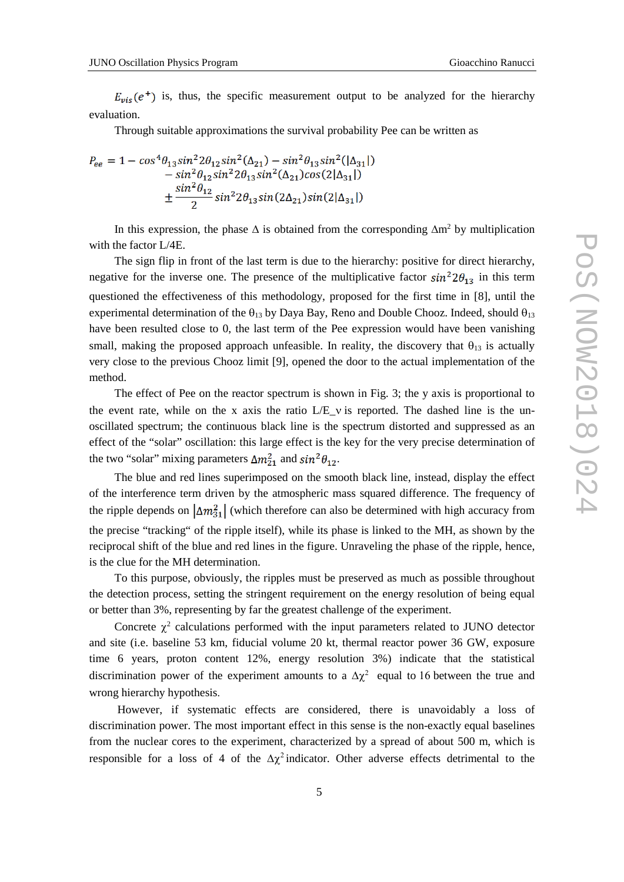$E_{vis}(e^+)$ is, thus, the specific measurement output to be analyzed for the hierarchy evaluation.

Through suitable approximations the survival probability Pee can be written as

$$
\begin{aligned}
P_{ee} = 1 - \cos^4\theta_{13}\sin^2 2\theta_{12}\sin^2(\Delta_{21}) - \sin^2\theta_{13}\sin^2(|\Delta_{31}|) \\
- \sin^2\theta_{12}\sin^2 2\theta_{13}\sin^2(\Delta_{21})\cos(2|\Delta_{31}|) \\
\pm \frac{\sin^2\theta_{12}}{2}\sin^2 2\theta_{13}\sin(2\Delta_{21})\sin(2|\Delta_{31}|)
\end{aligned}
$$

In this expression, the phase $\Delta$ is obtained from the corresponding $\Delta m^2$ by multiplication with the factor L/4E.

The sign flip in front of the last term is due to the hierarchy: positive for direct hierarchy, negative for the inverse one. The presence of the multiplicative factor $\sin^2 2\theta_{13}$ in this term questioned the effectiveness of this methodology, proposed for the first time in [8], until the experimental determination of the $\theta_{13}$ by Daya Bay, Reno and Double Chooz. Indeed, should $\theta_{13}$ have been resulted close to 0, the last term of the Pee expression would have been vanishing small, making the proposed approach unfeasible. In reality, the discovery that $\theta_{13}$ is actually very close to the previous Chooz limit [9], opened the door to the actual implementation of the method.

The effect of Pee on the reactor spectrum is shown in Fig. 3; the y axis is proportional to the event rate, while on the x axis the ratio L/E_ν is reported. The dashed line is the un-oscillated spectrum; the continuous black line is the spectrum distorted and suppressed as an effect of the "solar" oscillation: this large effect is the key for the very precise determination of the two "solar" mixing parameters $\Delta m^2_{21}$ and $\sin^2\theta_{12}$.

The blue and red lines superimposed on the smooth black line, instead, display the effect of the interference term driven by the atmospheric mass squared difference. The frequency of the ripple depends on $|\Delta m^2_{31}|$ (which therefore can also be determined with high accuracy from the precise "tracking" of the ripple itself), while its phase is linked to the MH, as shown by the reciprocal shift of the blue and red lines in the figure. Unraveling the phase of the ripple, hence, is the clue for the MH determination.

To this purpose, obviously, the ripples must be preserved as much as possible throughout the detection process, setting the stringent requirement on the energy resolution of being equal or better than 3%, representing by far the greatest challenge of the experiment.

Concrete $\chi^2$ calculations performed with the input parameters related to JUNO detector and site (i.e. baseline 53 km, fiducial volume 20 kt, thermal reactor power 36 GW, exposure time 6 years, proton content 12%, energy resolution 3%) indicate that the statistical discrimination power of the experiment amounts to a $\Delta\chi^2$ equal to 16 between the true and wrong hierarchy hypothesis.

However, if systematic effects are considered, there is unavoidably a loss of discrimination power. The most important effect in this sense is the non-exactly equal baselines from the nuclear cores to the experiment, characterized by a spread of about 500 m, which is responsible for a loss of 4 of the $\Delta\chi^2$ indicator. Other adverse effects detrimental to the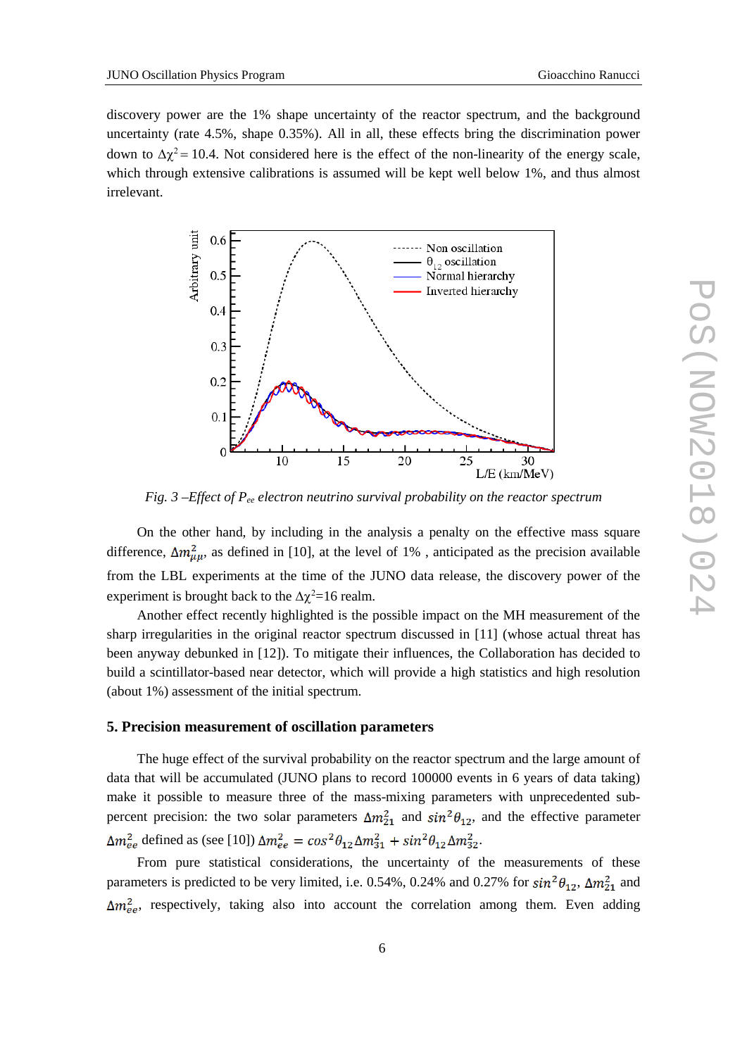discovery power are the 1% shape uncertainty of the reactor spectrum, and the background uncertainty (rate 4.5%, shape 0.35%). All in all, these effects bring the discrimination power down to $\Delta\chi^2 = 10.4$. Not considered here is the effect of the non-linearity of the energy scale, which through extensive calibrations is assumed will be kept well below 1%, and thus almost irrelevant.

*Fig. 3 –Effect of $P_{ee}$ electron neutrino survival probability on the reactor spectrum*

On the other hand, by including in the analysis a penalty on the effective mass square difference, $\Delta m^2_{\mu\mu}$, as defined in [10], at the level of 1% , anticipated as the precision available from the LBL experiments at the time of the JUNO data release, the discovery power of the experiment is brought back to the $\Delta\chi^2$=16 realm.

Another effect recently highlighted is the possible impact on the MH measurement of the sharp irregularities in the original reactor spectrum discussed in [11] (whose actual threat has been anyway debunked in [12]). To mitigate their influences, the Collaboration has decided to build a scintillator-based near detector, which will provide a high statistics and high resolution (about 1%) assessment of the initial spectrum.

## 5. Precision measurement of oscillation parameters

The huge effect of the survival probability on the reactor spectrum and the large amount of data that will be accumulated (JUNO plans to record 100000 events in 6 years of data taking) make it possible to measure three of the mass-mixing parameters with unprecedented sub-percent precision: the two solar parameters $\Delta m^2_{21}$ and $sin^2\theta_{12}$, and the effective parameter $\Delta m^2_{ee}$ defined as (see [10]) $\Delta m^2_{ee} = cos^2\theta_{12}\Delta m^2_{31} + sin^2\theta_{12}\Delta m^2_{32}$.

From pure statistical considerations, the uncertainty of the measurements of these parameters is predicted to be very limited, i.e. 0.54%, 0.24% and 0.27% for $sin^2\theta_{12}$, $\Delta m^2_{21}$ and $\Delta m^2_{ee}$, respectively, taking also into account the correlation among them. Even adding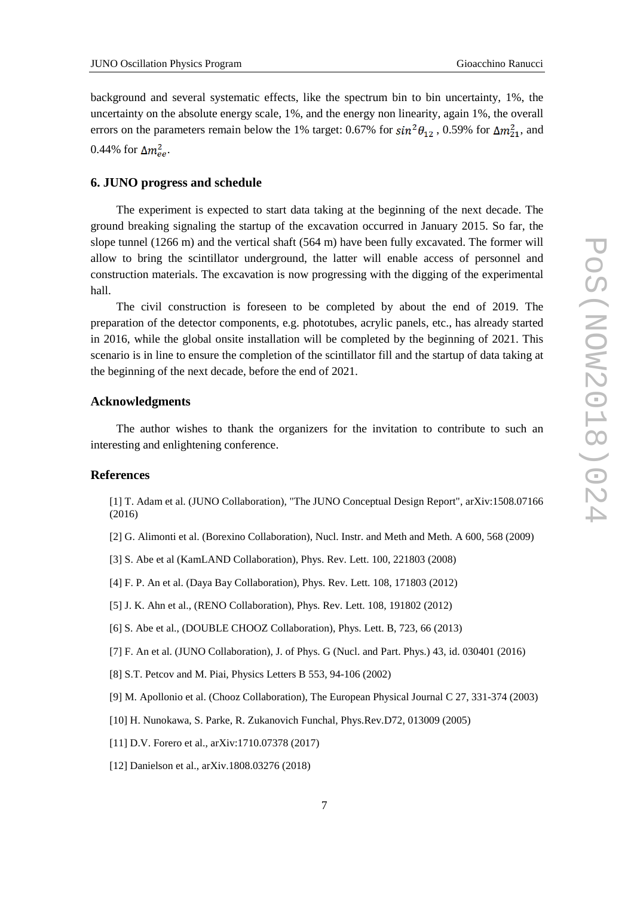background and several systematic effects, like the spectrum bin to bin uncertainty, 1%, the uncertainty on the absolute energy scale, 1%, and the energy non linearity, again 1%, the overall errors on the parameters remain below the 1% target: 0.67% for $sin^2\theta_{12}$ , 0.59% for $\Delta m^2_{21}$, and 0.44% for $\Delta m^2_{ee}$.

## 6. JUNO progress and schedule

The experiment is expected to start data taking at the beginning of the next decade. The ground breaking signaling the startup of the excavation occurred in January 2015. So far, the slope tunnel (1266 m) and the vertical shaft (564 m) have been fully excavated. The former will allow to bring the scintillator underground, the latter will enable access of personnel and construction materials. The excavation is now progressing with the digging of the experimental hall.

The civil construction is foreseen to be completed by about the end of 2019. The preparation of the detector components, e.g. phototubes, acrylic panels, etc., has already started in 2016, while the global onsite installation will be completed by the beginning of 2021. This scenario is in line to ensure the completion of the scintillator fill and the startup of data taking at the beginning of the next decade, before the end of 2021.

## Acknowledgments

The author wishes to thank the organizers for the invitation to contribute to such an interesting and enlightening conference.

## References

[1] T. Adam et al. (JUNO Collaboration), "The JUNO Conceptual Design Report", arXiv:1508.07166 (2016)

[2] G. Alimonti et al. (Borexino Collaboration), Nucl. Instr. and Meth and Meth. A 600, 568 (2009)

[3] S. Abe et al (KamLAND Collaboration), Phys. Rev. Lett. 100, 221803 (2008)

[4] F. P. An et al. (Daya Bay Collaboration), Phys. Rev. Lett. 108, 171803 (2012)

[5] J. K. Ahn et al., (RENO Collaboration), Phys. Rev. Lett. 108, 191802 (2012)

[6] S. Abe et al., (DOUBLE CHOOZ Collaboration), Phys. Lett. B, 723, 66 (2013)

[7] F. An et al. (JUNO Collaboration), J. of Phys. G (Nucl. and Part. Phys.) 43, id. 030401 (2016)

[8] S.T. Petcov and M. Piai, Physics Letters B 553, 94-106 (2002)

[9] M. Apollonio et al. (Chooz Collaboration), The European Physical Journal C 27, 331-374 (2003)

[10] H. Nunokawa, S. Parke, R. Zukanovich Funchal, Phys.Rev.D72, 013009 (2005)

[11] D.V. Forero et al., arXiv:1710.07378 (2017)

[12] Danielson et al., arXiv.1808.03276 (2018)